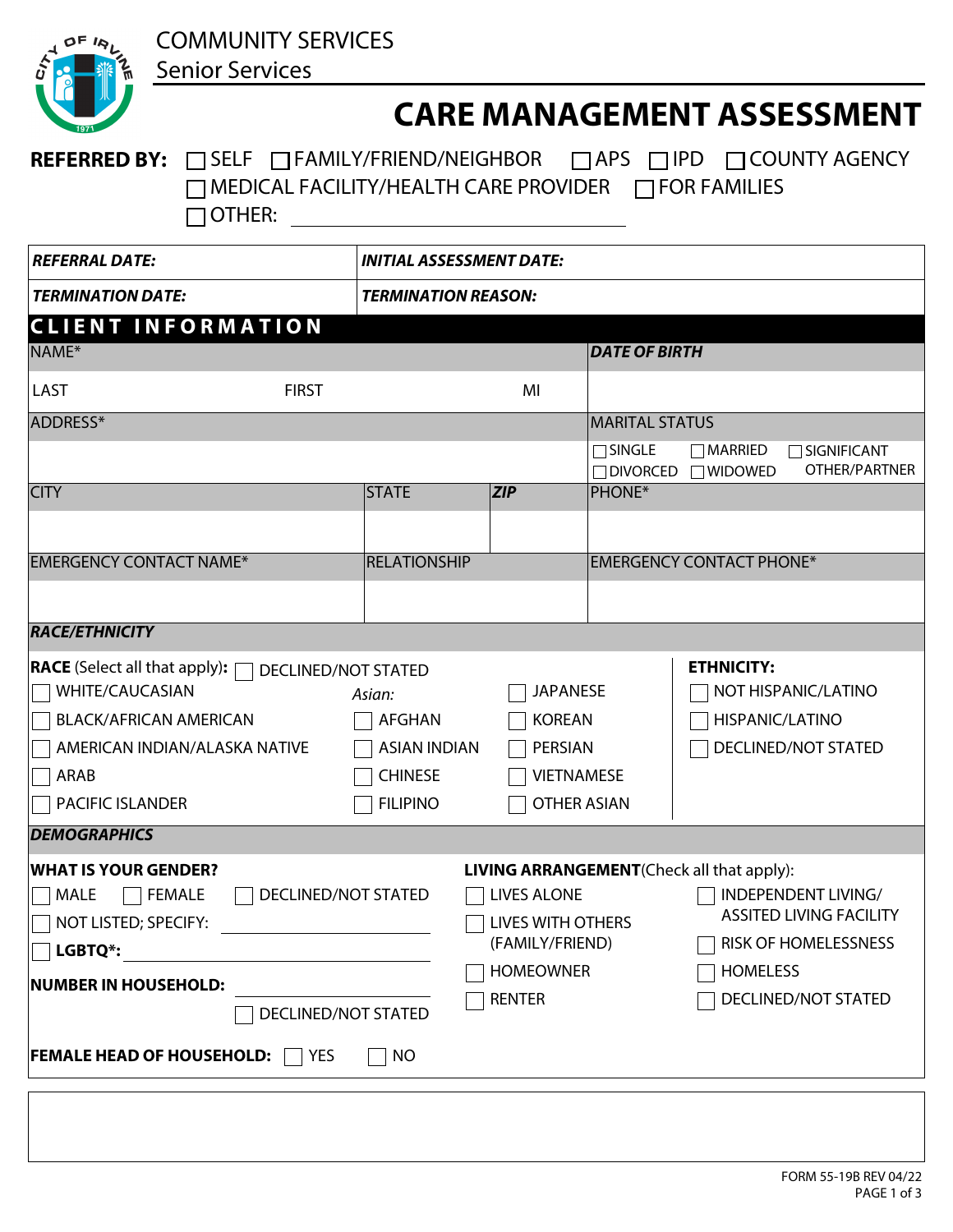COMMUNITY SERVICES
Senior Services

# CARE MANAGEMENT ASSESSMENT

**REFERRED BY:** ☐ SELF ☐ FAMILY/FRIEND/NEIGHBOR ☐ APS ☐ IPD ☐ COUNTY AGENCY
☐ MEDICAL FACILITY/HEALTH CARE PROVIDER ☐ FOR FAMILIES
☐ OTHER: ______________________

| | |
|---|---|
| ***REFERRAL DATE:*** | ***INITIAL ASSESSMENT DATE:*** |
| ***TERMINATION DATE:*** | ***TERMINATION REASON:*** |

## CLIENT INFORMATION

| NAME* | | | ***DATE OF BIRTH*** |
|---|---|---|---|
| LAST | FIRST | MI | |
| **ADDRESS*** | | | **MARITAL STATUS** |
| | | | ☐ SINGLE ☐ MARRIED ☐ SIGNIFICANT OTHER/PARTNER ☐ DIVORCED ☐ WIDOWED |
| **CITY** | **STATE** | ***ZIP*** | **PHONE*** |
| | | | |
| **EMERGENCY CONTACT NAME*** | **RELATIONSHIP** | | **EMERGENCY CONTACT PHONE*** |
| | | | |

### *RACE/ETHNICITY*

**RACE** (Select all that apply)**:** ☐ DECLINED/NOT STATED

- ☐ WHITE/CAUCASIAN
- ☐ BLACK/AFRICAN AMERICAN
- ☐ AMERICAN INDIAN/ALASKA NATIVE
- ☐ ARAB
- ☐ PACIFIC ISLANDER

*Asian:*

- ☐ AFGHAN
- ☐ ASIAN INDIAN
- ☐ CHINESE
- ☐ FILIPINO
- ☐ JAPANESE
- ☐ KOREAN
- ☐ PERSIAN
- ☐ VIETNAMESE
- ☐ OTHER ASIAN

**ETHNICITY:**

- ☐ NOT HISPANIC/LATINO
- ☐ HISPANIC/LATINO
- ☐ DECLINED/NOT STATED

### *DEMOGRAPHICS*

**WHAT IS YOUR GENDER?**

☐ MALE ☐ FEMALE ☐ DECLINED/NOT STATED
☐ NOT LISTED; SPECIFY: ______________
☐ **LGBTQ*:** ______________

**NUMBER IN HOUSEHOLD:** ______________
☐ DECLINED/NOT STATED

**FEMALE HEAD OF HOUSEHOLD:** ☐ YES ☐ NO

**LIVING ARRANGEMENT**(Check all that apply):

- ☐ LIVES ALONE
- ☐ LIVES WITH OTHERS (FAMILY/FRIEND)
- ☐ HOMEOWNER
- ☐ RENTER
- ☐ INDEPENDENT LIVING/ ASSITED LIVING FACILITY
- ☐ RISK OF HOMELESSNESS
- ☐ HOMELESS
- ☐ DECLINED/NOT STATED

FORM 55-19B REV 04/22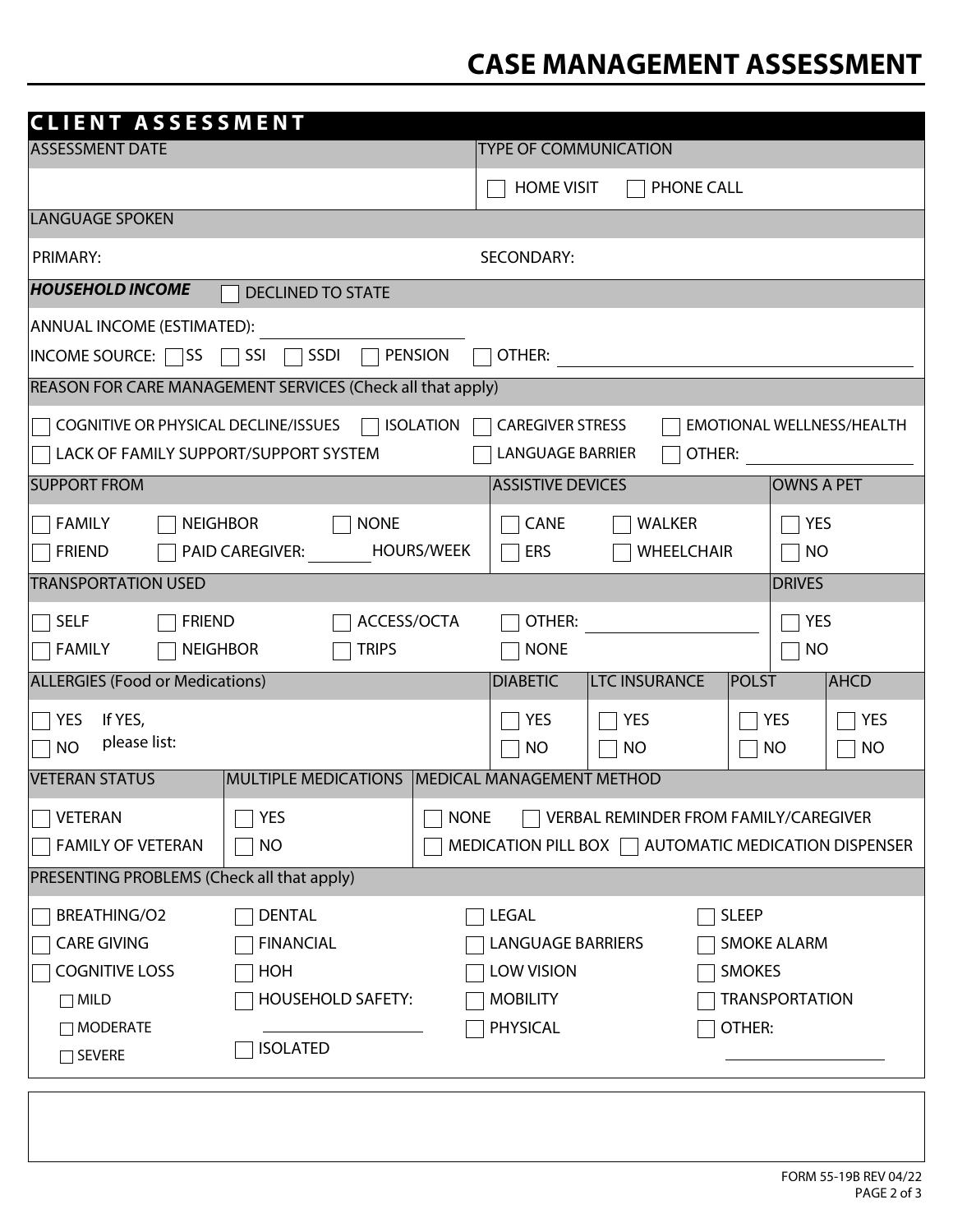# CASE MANAGEMENT ASSESSMENT

## CLIENT ASSESSMENT

| ASSESSMENT DATE | TYPE OF COMMUNICATION |
|---|---|
| | ☐ HOME VISIT ☐ PHONE CALL |

**LANGUAGE SPOKEN**

PRIMARY: SECONDARY:

***HOUSEHOLD INCOME*** ☐ DECLINED TO STATE

ANNUAL INCOME (ESTIMATED): ____________________

INCOME SOURCE: ☐ SS ☐ SSI ☐ SSDI ☐ PENSION ☐ OTHER: ____________________

**REASON FOR CARE MANAGEMENT SERVICES (Check all that apply)**

☐ COGNITIVE OR PHYSICAL DECLINE/ISSUES ☐ ISOLATION ☐ CAREGIVER STRESS ☐ EMOTIONAL WELLNESS/HEALTH
☐ LACK OF FAMILY SUPPORT/SUPPORT SYSTEM ☐ LANGUAGE BARRIER ☐ OTHER: ____________________

| SUPPORT FROM | ASSISTIVE DEVICES | OWNS A PET |
|---|---|---|
| ☐ FAMILY ☐ NEIGHBOR ☐ NONE | ☐ CANE ☐ WALKER | ☐ YES |
| ☐ FRIEND ☐ PAID CAREGIVER: ______ HOURS/WEEK | ☐ ERS ☐ WHEELCHAIR | ☐ NO |

| TRANSPORTATION USED | DRIVES |
|---|---|
| ☐ SELF ☐ FRIEND ☐ ACCESS/OCTA ☐ OTHER: ____________ | ☐ YES |
| ☐ FAMILY ☐ NEIGHBOR ☐ TRIPS ☐ NONE | ☐ NO |

| ALLERGIES (Food or Medications) | DIABETIC | LTC INSURANCE | POLST | AHCD |
|---|---|---|---|---|
| ☐ YES If YES, please list: | ☐ YES | ☐ YES | ☐ YES | ☐ YES |
| ☐ NO | ☐ NO | ☐ NO | ☐ NO | ☐ NO |

| VETERAN STATUS | MULTIPLE MEDICATIONS | MEDICAL MANAGEMENT METHOD |
|---|---|---|
| ☐ VETERAN | ☐ YES | ☐ NONE ☐ VERBAL REMINDER FROM FAMILY/CAREGIVER |
| ☐ FAMILY OF VETERAN | ☐ NO | ☐ MEDICATION PILL BOX ☐ AUTOMATIC MEDICATION DISPENSER |

**PRESENTING PROBLEMS (Check all that apply)**

| | | | |
|---|---|---|---|
| ☐ BREATHING/O2 | ☐ DENTAL | ☐ LEGAL | ☐ SLEEP |
| ☐ CARE GIVING | ☐ FINANCIAL | ☐ LANGUAGE BARRIERS | ☐ SMOKE ALARM |
| ☐ COGNITIVE LOSS | ☐ HOH | ☐ LOW VISION | ☐ SMOKES |
| ☐ MILD | ☐ HOUSEHOLD SAFETY: ____________ | ☐ MOBILITY | ☐ TRANSPORTATION |
| ☐ MODERATE | | ☐ PHYSICAL | ☐ OTHER: ____________ |
| ☐ SEVERE | ☐ ISOLATED | | |

FORM 55-19B REV 04/22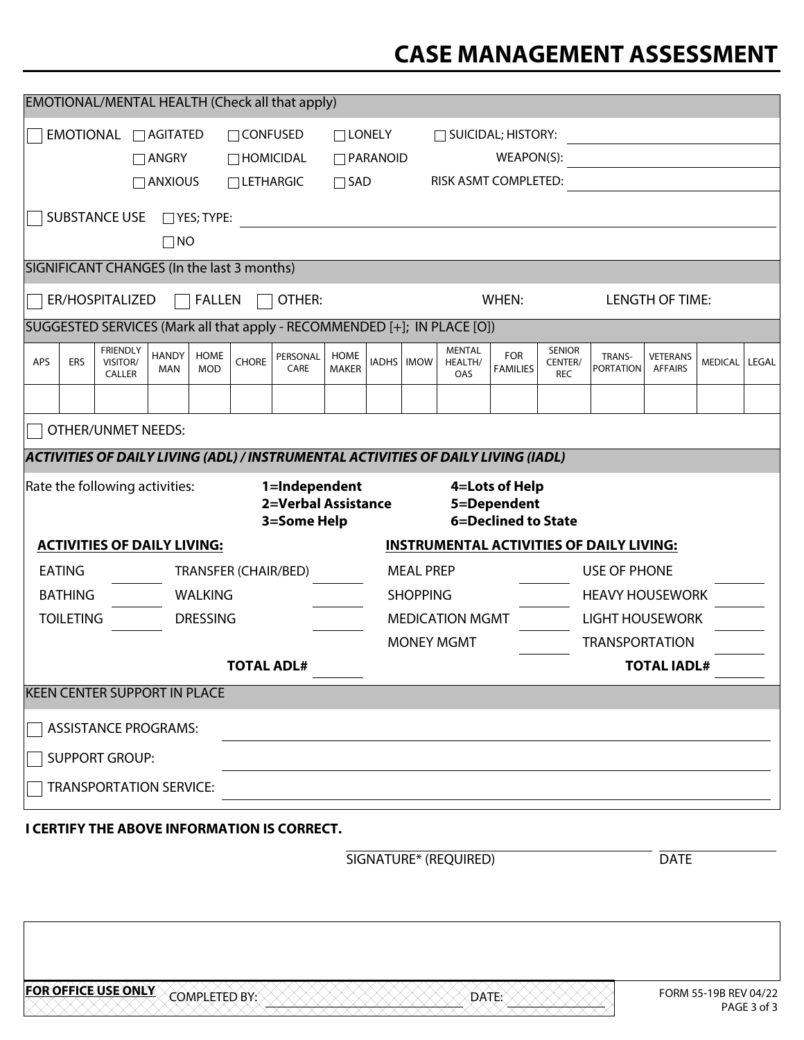# CASE MANAGEMENT ASSESSMENT

## EMOTIONAL/MENTAL HEALTH (Check all that apply)

☐ EMOTIONAL ☐ AGITATED ☐ CONFUSED ☐ LONELY ☐ SUICIDAL; HISTORY: ____________

☐ ANGRY ☐ HOMICIDAL ☐ PARANOID WEAPON(S): ____________

☐ ANXIOUS ☐ LETHARGIC ☐ SAD RISK ASMT COMPLETED: ____________

☐ SUBSTANCE USE ☐ YES; TYPE: ____________

☐ NO

## SIGNIFICANT CHANGES (In the last 3 months)

☐ ER/HOSPITALIZED ☐ FALLEN ☐ OTHER: WHEN: LENGTH OF TIME:

## SUGGESTED SERVICES (Mark all that apply - RECOMMENDED [+]; IN PLACE [O])

| APS | ERS | FRIENDLY VISITOR/ CALLER | HANDY MAN | HOME MOD | CHORE | PERSONAL CARE | HOME MAKER | IADHS | IMOW | MENTAL HEALTH/ OAS | FOR FAMILIES | SENIOR CENTER/ REC | TRANS-PORTATION | VETERANS AFFAIRS | MEDICAL | LEGAL |
|---|---|---|---|---|---|---|---|---|---|---|---|---|---|---|---|---|
| | | | | | | | | | | | | | | | | |

☐ OTHER/UNMET NEEDS:

## *ACTIVITIES OF DAILY LIVING (ADL) / INSTRUMENTAL ACTIVITIES OF DAILY LIVING (IADL)*

Rate the following activities: **1=Independent** **2=Verbal Assistance** **3=Some Help** **4=Lots of Help** **5=Dependent** **6=Declined to State**

**ACTIVITIES OF DAILY LIVING:**

EATING ______ TRANSFER (CHAIR/BED) ______

BATHING ______ WALKING ______

TOILETING ______ DRESSING ______

**TOTAL ADL#** ______

**INSTRUMENTAL ACTIVITIES OF DAILY LIVING:**

MEAL PREP ______ USE OF PHONE ______

SHOPPING ______ HEAVY HOUSEWORK ______

MEDICATION MGMT ______ LIGHT HOUSEWORK ______

MONEY MGMT ______ TRANSPORTATION ______

**TOTAL IADL#** ______

## KEEN CENTER SUPPORT IN PLACE

☐ ASSISTANCE PROGRAMS: ____________

☐ SUPPORT GROUP: ____________

☐ TRANSPORTATION SERVICE: ____________

**I CERTIFY THE ABOVE INFORMATION IS CORRECT.**

SIGNATURE* (REQUIRED) ____________ DATE ____________

**FOR OFFICE USE ONLY** COMPLETED BY: ____________ DATE: ____________

FORM 55-19B REV 04/22